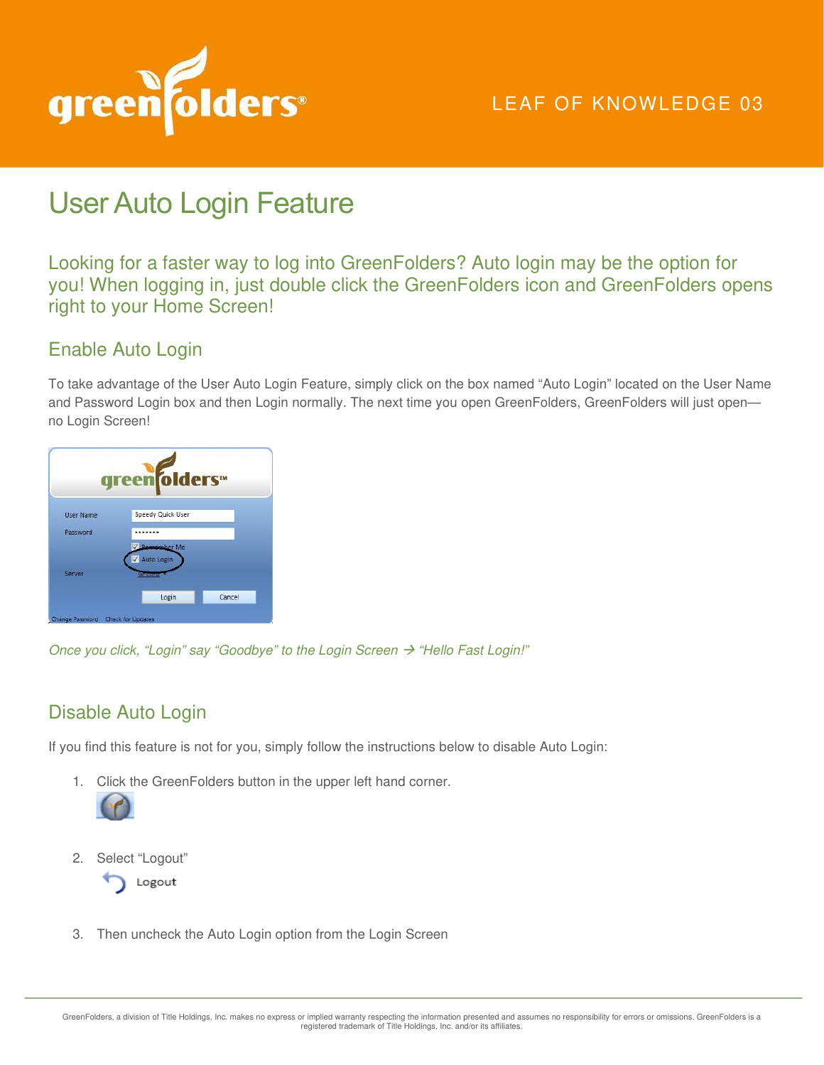LEAF OF KNOWLEDGE 03

# User Auto Login Feature

Looking for a faster way to log into GreenFolders? Auto login may be the option for you! When logging in, just double click the GreenFolders icon and GreenFolders opens right to your Home Screen!

## Enable Auto Login

To take advantage of the User Auto Login Feature, simply click on the box named "Auto Login" located on the User Name and Password Login box and then Login normally. The next time you open GreenFolders, GreenFolders will just open—no Login Screen!

*Once you click, "Login" say "Goodbye" to the Login Screen → "Hello Fast Login!"*

## Disable Auto Login

If you find this feature is not for you, simply follow the instructions below to disable Auto Login:

1. Click the GreenFolders button in the upper left hand corner.
2. Select "Logout"
3. Then uncheck the Auto Login option from the Login Screen

GreenFolders, a division of Title Holdings, Inc. makes no express or implied warranty respecting the information presented and assumes no responsibility for errors or omissions. GreenFolders is a registered trademark of Title Holdings, Inc. and/or its affiliates.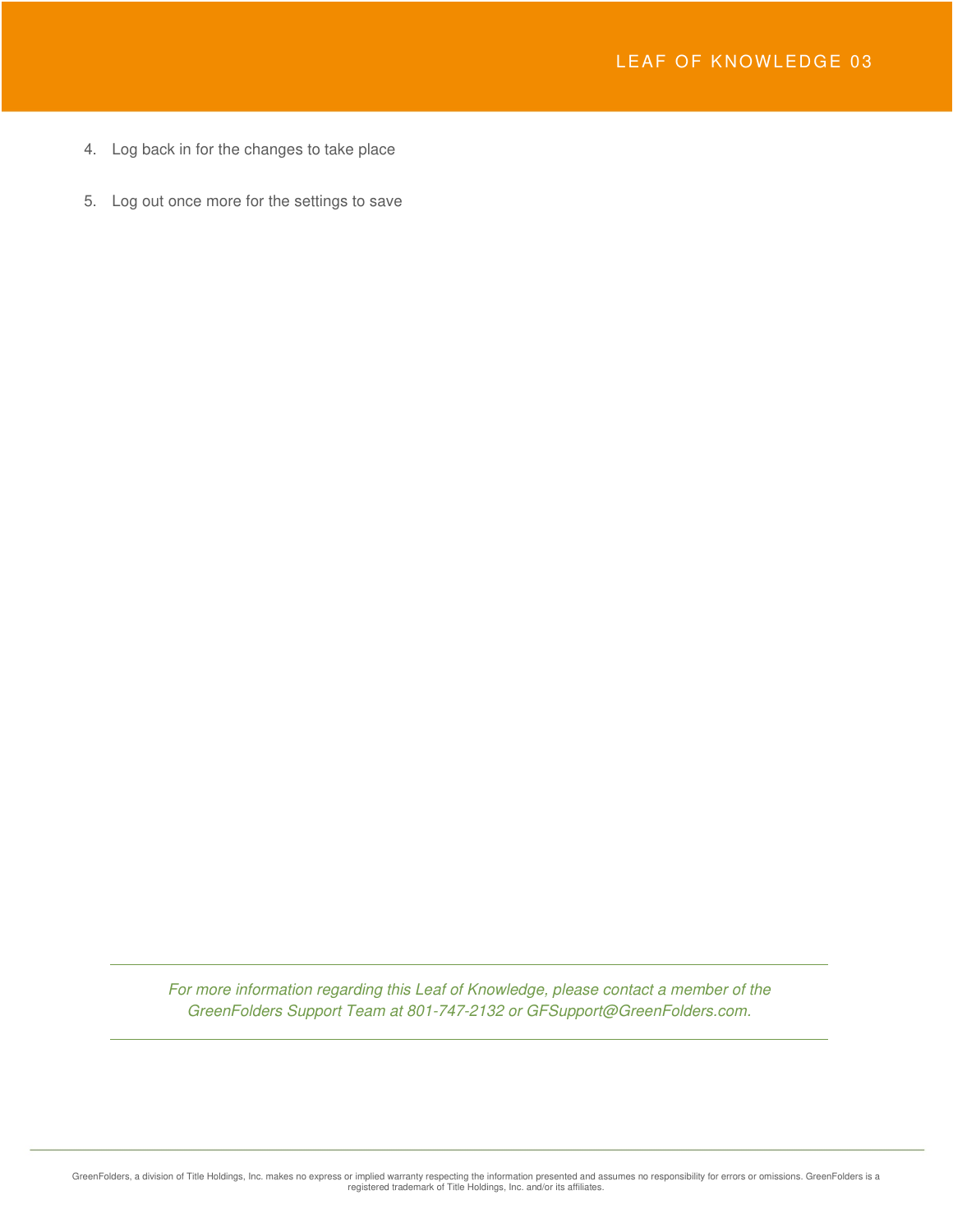4. Log back in for the changes to take place

5. Log out once more for the settings to save

*For more information regarding this Leaf of Knowledge, please contact a member of the GreenFolders Support Team at 801-747-2132 or GFSupport@GreenFolders.com.*

GreenFolders, a division of Title Holdings, Inc. makes no express or implied warranty respecting the information presented and assumes no responsibility for errors or omissions. GreenFolders is a registered trademark of Title Holdings, Inc. and/or its affiliates.